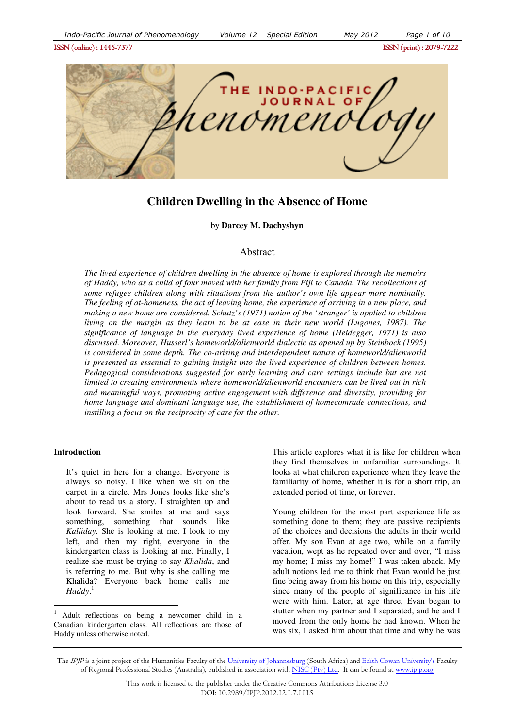# Children Dwelling in the Absence of Home

by **Darcey M. Dachyshyn**

## Abstract

*The lived experience of children dwelling in the absence of home is explored through the memoirs of Haddy, who as a child of four moved with her family from Fiji to Canada. The recollections of some refugee children along with situations from the author's own life appear more nominally. The feeling of at-homeness, the act of leaving home, the experience of arriving in a new place, and making a new home are considered. Schutz's (1971) notion of the 'stranger' is applied to children living on the margin as they learn to be at ease in their new world (Lugones, 1987). The significance of language in the everyday lived experience of home (Heidegger, 1971) is also discussed. Moreover, Husserl's homeworld/alienworld dialectic as opened up by Steinbock (1995) is considered in some depth. The co-arising and interdependent nature of homeworld/alienworld is presented as essential to gaining insight into the lived experience of children between homes. Pedagogical considerations suggested for early learning and care settings include but are not limited to creating environments where homeworld/alienworld encounters can be lived out in rich and meaningful ways, promoting active engagement with difference and diversity, providing for home language and dominant language use, the establishment of homecomrade connections, and instilling a focus on the reciprocity of care for the other.*

### Introduction

> It's quiet in here for a change. Everyone is always so noisy. I like when we sit on the carpet in a circle. Mrs Jones looks like she's about to read us a story. I straighten up and look forward. She smiles at me and says something, something that sounds like *Kalliday*. She is looking at me. I look to my left, and then my right, everyone in the kindergarten class is looking at me. Finally, I realize she must be trying to say *Khalida*, and is referring to me. But why is she calling me Khalida? Everyone back home calls me *Haddy*.[1]

[1] Adult reflections on being a newcomer child in a Canadian kindergarten class. All reflections are those of Haddy unless otherwise noted.

This article explores what it is like for children when they find themselves in unfamiliar surroundings. It looks at what children experience when they leave the familiarity of home, whether it is for a short trip, an extended period of time, or forever.

Young children for the most part experience life as something done to them; they are passive recipients of the choices and decisions the adults in their world offer. My son Evan at age two, while on a family vacation, wept as he repeated over and over, "I miss my home; I miss my home!" I was taken aback. My adult notions led me to think that Evan would be just fine being away from his home on this trip, especially since many of the people of significance in his life were with him. Later, at age three, Evan began to stutter when my partner and I separated, and he and I moved from the only home he had known. When he was six, I asked him about that time and why he was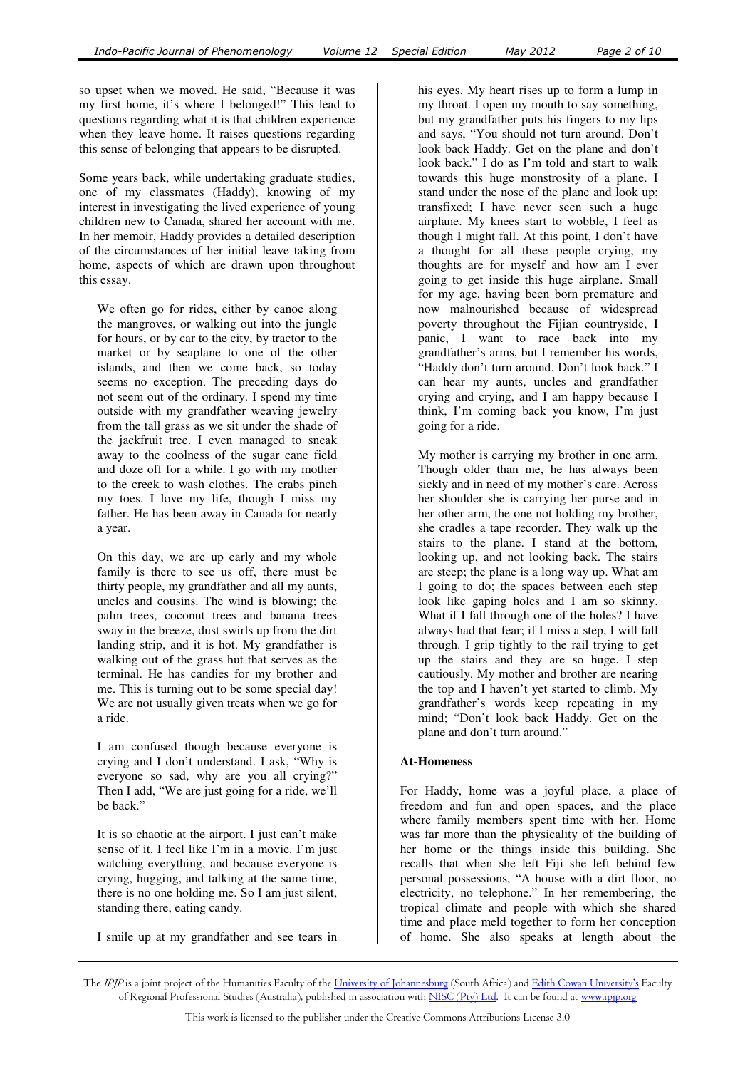so upset when we moved. He said, "Because it was my first home, it's where I belonged!" This lead to questions regarding what it is that children experience when they leave home. It raises questions regarding this sense of belonging that appears to be disrupted.

Some years back, while undertaking graduate studies, one of my classmates (Haddy), knowing of my interest in investigating the lived experience of young children new to Canada, shared her account with me. In her memoir, Haddy provides a detailed description of the circumstances of her initial leave taking from home, aspects of which are drawn upon throughout this essay.

> We often go for rides, either by canoe along the mangroves, or walking out into the jungle for hours, or by car to the city, by tractor to the market or by seaplane to one of the other islands, and then we come back, so today seems no exception. The preceding days do not seem out of the ordinary. I spend my time outside with my grandfather weaving jewelry from the tall grass as we sit under the shade of the jackfruit tree. I even managed to sneak away to the coolness of the sugar cane field and doze off for a while. I go with my mother to the creek to wash clothes. The crabs pinch my toes. I love my life, though I miss my father. He has been away in Canada for nearly a year.
>
> On this day, we are up early and my whole family is there to see us off, there must be thirty people, my grandfather and all my aunts, uncles and cousins. The wind is blowing; the palm trees, coconut trees and banana trees sway in the breeze, dust swirls up from the dirt landing strip, and it is hot. My grandfather is walking out of the grass hut that serves as the terminal. He has candies for my brother and me. This is turning out to be some special day! We are not usually given treats when we go for a ride.
>
> I am confused though because everyone is crying and I don't understand. I ask, "Why is everyone so sad, why are you all crying?" Then I add, "We are just going for a ride, we'll be back."
>
> It is so chaotic at the airport. I just can't make sense of it. I feel like I'm in a movie. I'm just watching everything, and because everyone is crying, hugging, and talking at the same time, there is no one holding me. So I am just silent, standing there, eating candy.
>
> I smile up at my grandfather and see tears in his eyes. My heart rises up to form a lump in my throat. I open my mouth to say something, but my grandfather puts his fingers to my lips and says, "You should not turn around. Don't look back Haddy. Get on the plane and don't look back." I do as I'm told and start to walk towards this huge monstrosity of a plane. I stand under the nose of the plane and look up; transfixed; I have never seen such a huge airplane. My knees start to wobble, I feel as though I might fall. At this point, I don't have a thought for all these people crying, my thoughts are for myself and how am I ever going to get inside this huge airplane. Small for my age, having been born premature and now malnourished because of widespread poverty throughout the Fijian countryside, I panic, I want to race back into my grandfather's arms, but I remember his words, "Haddy don't turn around. Don't look back." I can hear my aunts, uncles and grandfather crying and crying, and I am happy because I think, I'm coming back you know, I'm just going for a ride.
>
> My mother is carrying my brother in one arm. Though older than me, he has always been sickly and in need of my mother's care. Across her shoulder she is carrying her purse and in her other arm, the one not holding my brother, she cradles a tape recorder. They walk up the stairs to the plane. I stand at the bottom, looking up, and not looking back. The stairs are steep; the plane is a long way up. What am I going to do; the spaces between each step look like gaping holes and I am so skinny. What if I fall through one of the holes? I have always had that fear; if I miss a step, I will fall through. I grip tightly to the rail trying to get up the stairs and they are so huge. I step cautiously. My mother and brother are nearing the top and I haven't yet started to climb. My grandfather's words keep repeating in my mind; "Don't look back Haddy. Get on the plane and don't turn around."

**At-Homeness**

For Haddy, home was a joyful place, a place of freedom and fun and open spaces, and the place where family members spent time with her. Home was far more than the physicality of the building of her home or the things inside this building. She recalls that when she left Fiji she left behind few personal possessions, "A house with a dirt floor, no electricity, no telephone." In her remembering, the tropical climate and people with which she shared time and place meld together to form her conception of home. She also speaks at length about the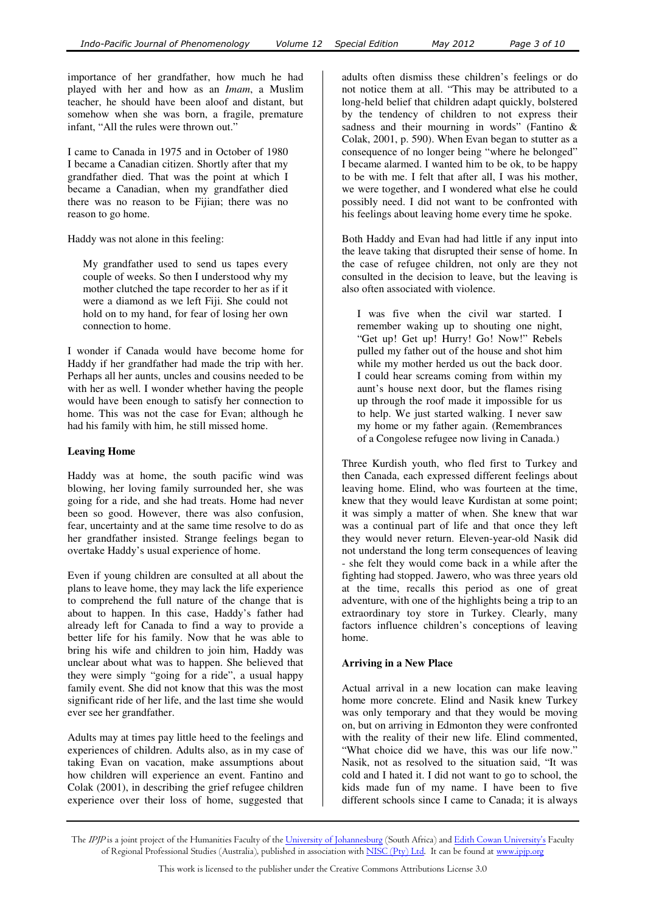importance of her grandfather, how much he had played with her and how as an *Imam*, a Muslim teacher, he should have been aloof and distant, but somehow when she was born, a fragile, premature infant, "All the rules were thrown out."

I came to Canada in 1975 and in October of 1980 I became a Canadian citizen. Shortly after that my grandfather died. That was the point at which I became a Canadian, when my grandfather died there was no reason to be Fijian; there was no reason to go home.

Haddy was not alone in this feeling:

> My grandfather used to send us tapes every couple of weeks. So then I understood why my mother clutched the tape recorder to her as if it were a diamond as we left Fiji. She could not hold on to my hand, for fear of losing her own connection to home.

I wonder if Canada would have become home for Haddy if her grandfather had made the trip with her. Perhaps all her aunts, uncles and cousins needed to be with her as well. I wonder whether having the people would have been enough to satisfy her connection to home. This was not the case for Evan; although he had his family with him, he still missed home.

**Leaving Home**

Haddy was at home, the south pacific wind was blowing, her loving family surrounded her, she was going for a ride, and she had treats. Home had never been so good. However, there was also confusion, fear, uncertainty and at the same time resolve to do as her grandfather insisted. Strange feelings began to overtake Haddy's usual experience of home.

Even if young children are consulted at all about the plans to leave home, they may lack the life experience to comprehend the full nature of the change that is about to happen. In this case, Haddy's father had already left for Canada to find a way to provide a better life for his family. Now that he was able to bring his wife and children to join him, Haddy was unclear about what was to happen. She believed that they were simply "going for a ride", a usual happy family event. She did not know that this was the most significant ride of her life, and the last time she would ever see her grandfather.

Adults may at times pay little heed to the feelings and experiences of children. Adults also, as in my case of taking Evan on vacation, make assumptions about how children will experience an event. Fantino and Colak (2001), in describing the grief refugee children experience over their loss of home, suggested that adults often dismiss these children's feelings or do not notice them at all. "This may be attributed to a long-held belief that children adapt quickly, bolstered by the tendency of children to not express their sadness and their mourning in words" (Fantino & Colak, 2001, p. 590). When Evan began to stutter as a consequence of no longer being "where he belonged" I became alarmed. I wanted him to be ok, to be happy to be with me. I felt that after all, I was his mother, we were together, and I wondered what else he could possibly need. I did not want to be confronted with his feelings about leaving home every time he spoke.

Both Haddy and Evan had little if any input into the leave taking that disrupted their sense of home. In the case of refugee children, not only are they not consulted in the decision to leave, but the leaving is also often associated with violence.

> I was five when the civil war started. I remember waking up to shouting one night, "Get up! Get up! Hurry! Go! Now!" Rebels pulled my father out of the house and shot him while my mother herded us out the back door. I could hear screams coming from within my aunt's house next door, but the flames rising up through the roof made it impossible for us to help. We just started walking. I never saw my home or my father again. (Remembrances of a Congolese refugee now living in Canada.)

Three Kurdish youth, who fled first to Turkey and then Canada, each expressed different feelings about leaving home. Elind, who was fourteen at the time, knew that they would leave Kurdistan at some point; it was simply a matter of when. She knew that war was a continual part of life and that once they left they would never return. Eleven-year-old Nasik did not understand the long term consequences of leaving - she felt they would come back in a while after the fighting had stopped. Jawero, who was three years old at the time, recalls this period as one of great adventure, with one of the highlights being a trip to an extraordinary toy store in Turkey. Clearly, many factors influence children's conceptions of leaving home.

**Arriving in a New Place**

Actual arrival in a new location can make leaving home more concrete. Elind and Nasik knew Turkey was only temporary and that they would be moving on, but on arriving in Edmonton they were confronted with the reality of their new life. Elind commented, "What choice did we have, this was our life now." Nasik, not as resolved to the situation said, "It was cold and I hated it. I did not want to go to school, the kids made fun of my name. I have been to five different schools since I came to Canada; it is always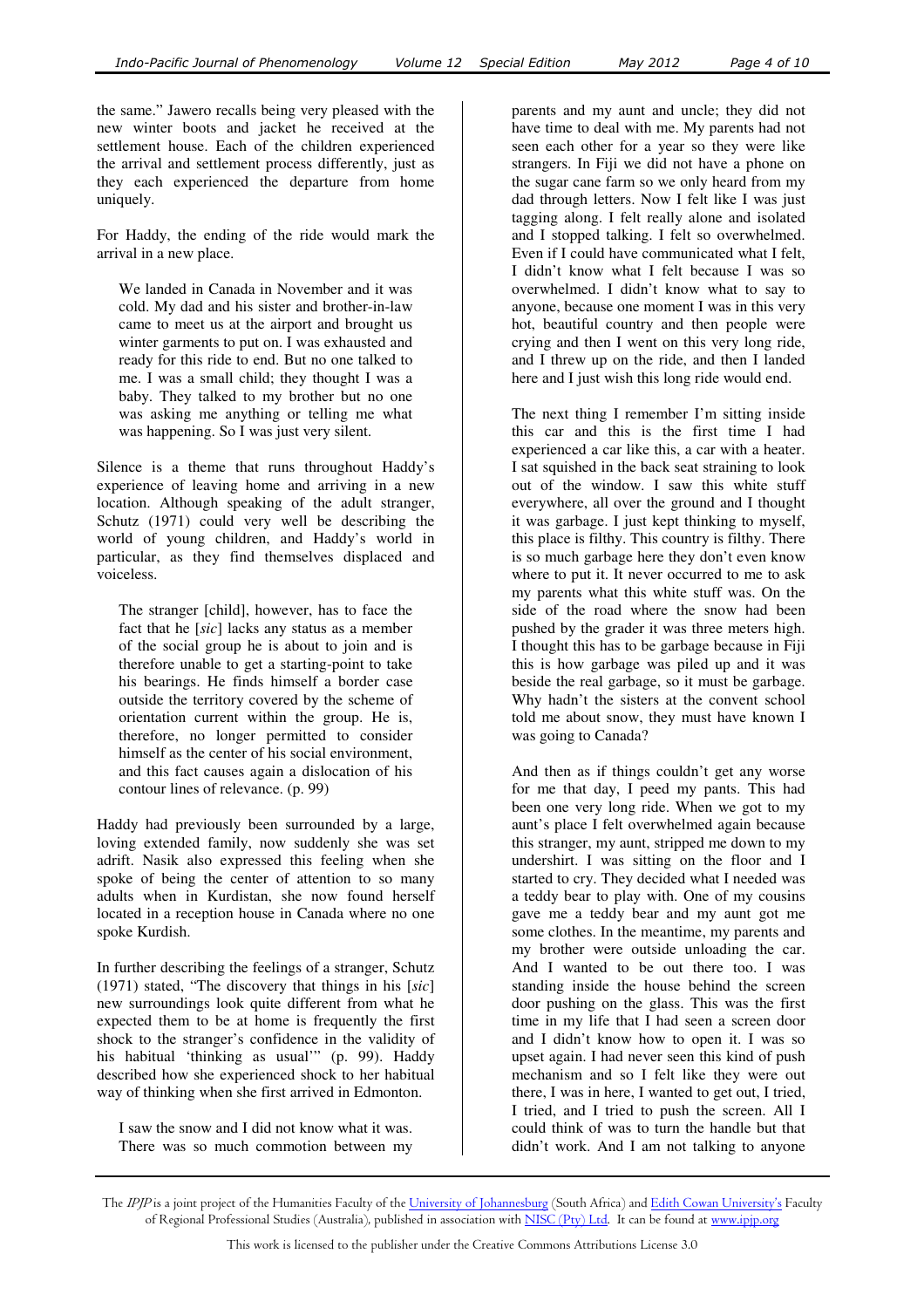the same." Jawero recalls being very pleased with the new winter boots and jacket he received at the settlement house. Each of the children experienced the arrival and settlement process differently, just as they each experienced the departure from home uniquely.

For Haddy, the ending of the ride would mark the arrival in a new place.

> We landed in Canada in November and it was cold. My dad and his sister and brother-in-law came to meet us at the airport and brought us winter garments to put on. I was exhausted and ready for this ride to end. But no one talked to me. I was a small child; they thought I was a baby. They talked to my brother but no one was asking me anything or telling me what was happening. So I was just very silent.

Silence is a theme that runs throughout Haddy's experience of leaving home and arriving in a new location. Although speaking of the adult stranger, Schutz (1971) could very well be describing the world of young children, and Haddy's world in particular, as they find themselves displaced and voiceless.

> The stranger [child], however, has to face the fact that he [*sic*] lacks any status as a member of the social group he is about to join and is therefore unable to get a starting-point to take his bearings. He finds himself a border case outside the territory covered by the scheme of orientation current within the group. He is, therefore, no longer permitted to consider himself as the center of his social environment, and this fact causes again a dislocation of his contour lines of relevance. (p. 99)

Haddy had previously been surrounded by a large, loving extended family, now suddenly she was set adrift. Nasik also expressed this feeling when she spoke of being the center of attention to so many adults when in Kurdistan, she now found herself located in a reception house in Canada where no one spoke Kurdish.

In further describing the feelings of a stranger, Schutz (1971) stated, "The discovery that things in his [*sic*] new surroundings look quite different from what he expected them to be at home is frequently the first shock to the stranger's confidence in the validity of his habitual 'thinking as usual'" (p. 99). Haddy described how she experienced shock to her habitual way of thinking when she first arrived in Edmonton.

> I saw the snow and I did not know what it was. There was so much commotion between my parents and my aunt and uncle; they did not have time to deal with me. My parents had not seen each other for a year so they were like strangers. In Fiji we did not have a phone on the sugar cane farm so we only heard from my dad through letters. Now I felt like I was just tagging along. I felt really alone and isolated and I stopped talking. I felt so overwhelmed. Even if I could have communicated what I felt, I didn't know what it felt because I was so overwhelmed. I didn't know what to say to anyone, because one moment I was in this very hot, beautiful country and then people were crying and then I went on this very long ride, and I threw up on the ride, and then I landed here and I just wish this long ride would end.
>
> The next thing I remember I'm sitting inside this car and this is the first time I had experienced a car like this, a car with a heater. I sat squished in the back seat straining to look out of the window. I saw this white stuff everywhere, all over the ground and I thought it was garbage. I just kept thinking to myself, this place is filthy. This country is filthy. There is so much garbage here they don't even know where to put it. It never occurred to me to ask my parents what this white stuff was. On the side of the road where the snow had been pushed by the grader it was three meters high. I thought this has to be garbage because in Fiji this is how garbage was piled up and it was beside the real garbage, so it must be garbage. Why hadn't the sisters at the convent school told me about snow, they must have known I was going to Canada?
>
> And then as if things couldn't get any worse for me that day, I peed my pants. This had been one very long ride. When we got to my aunt's place I felt overwhelmed again because this stranger, my aunt, stripped me down to my undershirt. I was sitting on the floor and I started to cry. They decided what I needed was a teddy bear to play with. One of my cousins gave me a teddy bear and my aunt got me some clothes. In the meantime, my parents and my brother were outside unloading the car. And I wanted to be out there too. I was standing inside the house behind the screen door pushing on the glass. This was the first time in my life that I had seen a screen door and I didn't know how to open it. I was so upset again. I had never seen this kind of push mechanism and so I felt like they were out there, I was in here, I wanted to get out, I tried, I tried, and I tried to push the screen. All I could think of was to turn the handle but that didn't work. And I am not talking to anyone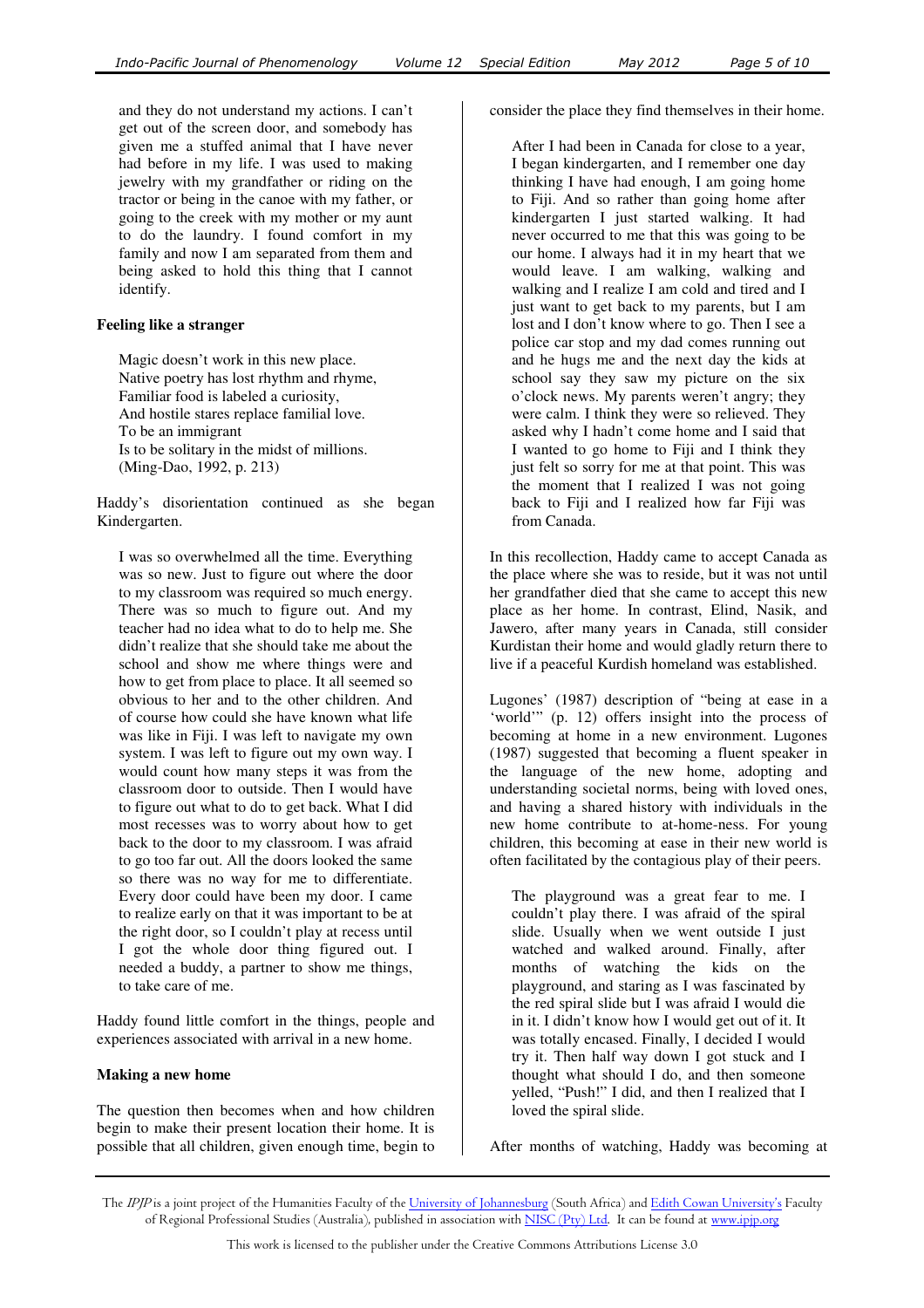and they do not understand my actions. I can't get out of the screen door, and somebody has given me a stuffed animal that I have never had before in my life. I was used to making jewelry with my grandfather or riding on the tractor or being in the canoe with my father, or going to the creek with my mother or my aunt to do the laundry. I found comfort in my family and now I am separated from them and being asked to hold this thing that I cannot identify.

**Feeling like a stranger**

> Magic doesn't work in this new place.
> Native poetry has lost rhythm and rhyme,
> Familiar food is labeled a curiosity,
> And hostile stares replace familial love.
> To be an immigrant
> Is to be solitary in the midst of millions.
> (Ming-Dao, 1992, p. 213)

Haddy's disorientation continued as she began Kindergarten.

> I was so overwhelmed all the time. Everything was so new. Just to figure out where the door to my classroom was required so much energy. There was so much to figure out. And my teacher had no idea what to do to help me. She didn't realize that she should take me about the school and show me where things were and how to get from place to place. It all seemed so obvious to her and to the other children. And of course how could she have known what life was like in Fiji. I was left to navigate my own system. I was left to figure out my own way. I would count how many steps it was from the classroom door to outside. Then I would have to figure out what to do to get back. What I did most recesses was to worry about how to get back to the door to my classroom. I was afraid to go too far out. All the doors looked the same so there was no way for me to differentiate. Every door could have been my door. I came to realize early on that it was important to be at the right door, so I couldn't play at recess until I got the whole door thing figured out. I needed a buddy, a partner to show me things, to take care of me.

Haddy found little comfort in the things, people and experiences associated with arrival in a new home.

**Making a new home**

The question then becomes when and how children begin to make their present location their home. It is possible that all children, given enough time, begin to consider the place they find themselves in their home.

> After I had been in Canada for close to a year, I began kindergarten, and I remember one day thinking I have had enough, I am going home to Fiji. And so rather than going home after kindergarten I just started walking. It had never occurred to me that this was going to be our home. I always had it in my heart that we would leave. I am walking, walking and walking and I realize I am cold and tired and I just want to get back to my parents, but I am lost and I don't know where to go. Then I see a police car stop and my dad comes running out and he hugs me and the next day the kids at school say they saw my picture on the six o'clock news. My parents weren't angry; they were calm. I think they were so relieved. They asked why I hadn't come home and I said that I wanted to go home to Fiji and I think they just felt so sorry for me at that point. This was the moment that I realized I was not going back to Fiji and I realized how far Fiji was from Canada.

In this recollection, Haddy came to accept Canada as the place where she was to reside, but it was not until her grandfather died that she came to accept this new place as her home. In contrast, Elind, Nasik, and Jawero, after many years in Canada, still consider Kurdistan their home and would gladly return there to live if a peaceful Kurdish homeland was established.

Lugones' (1987) description of "being at ease in a 'world'" (p. 12) offers insight into the process of becoming at home in a new environment. Lugones (1987) suggested that becoming a fluent speaker in the language of the new home, adopting and understanding societal norms, being with loved ones, and having a shared history with individuals in the new home contribute to at-home-ness. For young children, this becoming at ease in their new world is often facilitated by the contagious play of their peers.

> The playground was a great fear to me. I couldn't play there. I was afraid of the spiral slide. Usually when we went outside I just watched and walked around. Finally, after months of watching the kids on the playground, and staring as I was fascinated by the red spiral slide but I was afraid I would die in it. I didn't know how I would get out of it. It was totally encased. Finally, I decided I would try it. Then half way down I got stuck and I thought what should I do, and then someone yelled, "Push!" I did, and then I realized that I loved the spiral slide.

After months of watching, Haddy was becoming at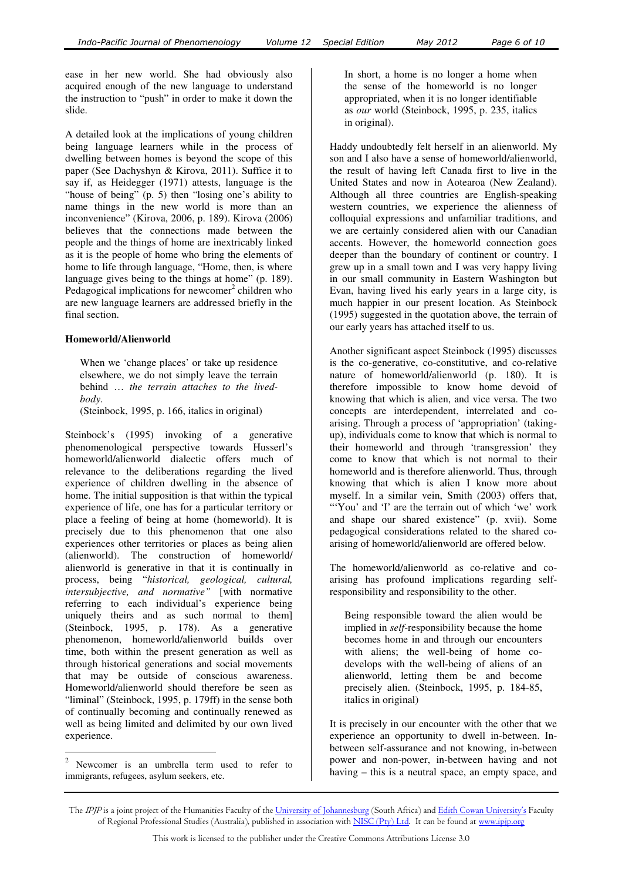ease in her new world. She had obviously also acquired enough of the new language to understand the instruction to "push" in order to make it down the slide.

A detailed look at the implications of young children being language learners while in the process of dwelling between homes is beyond the scope of this paper (See Dachyshyn & Kirova, 2011). Suffice it to say if, as Heidegger (1971) attests, language is the "house of being" (p. 5) then "losing one's ability to name things in the new world is more than an inconvenience" (Kirova, 2006, p. 189). Kirova (2006) believes that the connections made between the people and the things of home are inextricably linked as it is the people of home who bring the elements of home to life through language, "Home, then, is where language gives being to the things at home" (p. 189). Pedagogical implications for newcomer[2] children who are new language learners are addressed briefly in the final section.

**Homeworld/Alienworld**

> When we 'change places' or take up residence elsewhere, we do not simply leave the terrain behind … *the terrain attaches to the lived-body*.
> (Steinbock, 1995, p. 166, italics in original)

Steinbock's (1995) invoking of a generative phenomenological perspective towards Husserl's homeworld/alienworld dialectic offers much of relevance to the deliberations regarding the lived experience of children dwelling in the absence of home. The initial supposition is that within the typical experience of life, one has for a particular territory or place a feeling of being at home (homeworld). It is precisely due to this phenomenon that one also experiences other territories or places as being alien (alienworld). The construction of homeworld/alienworld is generative in that it is continually in process, being "*historical, geological, cultural, intersubjective, and normative"* [with normative referring to each individual's experience being uniquely theirs and as such normal to them] (Steinbock, 1995, p. 178). As a generative phenomenon, homeworld/alienworld builds over time, both within the present generation as well as through historical generations and social movements that may be outside of conscious awareness. Homeworld/alienworld should therefore be seen as "liminal" (Steinbock, 1995, p. 179ff) in the sense both of continually becoming and continually renewed as well as being limited and delimited by our own lived experience.

> In short, a home is no longer a home when the sense of the homeworld is no longer appropriated, when it is no longer identifiable as *our* world (Steinbock, 1995, p. 235, italics in original).

Haddy undoubtedly felt herself in an alienworld. My son and I also have a sense of homeworld/alienworld, the result of having left Canada first to live in the United States and now in Aotearoa (New Zealand). Although all three countries are English-speaking western countries, we experience the alienness of colloquial expressions and unfamiliar traditions, and we are certainly considered alien with our Canadian accents. However, the homeworld connection goes deeper than the boundary of continent or country. I grew up in a small town and I was very happy living in our small community in Eastern Washington but Evan, having lived his early years in a large city, is much happier in our present location. As Steinbock (1995) suggested in the quotation above, the terrain of our early years has attached itself to us.

Another significant aspect Steinbock (1995) discusses is the co-generative, co-constitutive, and co-relative nature of homeworld/alienworld (p. 180). It is therefore impossible to know home devoid of knowing that which is alien, and vice versa. The two concepts are interdependent, interrelated and co-arising. Through a process of 'appropriation' (taking-up), individuals come to know that which is normal to their homeworld and through 'transgression' they come to know that which is not normal to their homeworld and is therefore alienworld. Thus, through knowing that which is alien I know more about myself. In a similar vein, Smith (2003) offers that, "'You' and 'I' are the terrain out of which 'we' work and shape our shared existence" (p. xvii). Some pedagogical considerations related to the shared co-arising of homeworld/alienworld are offered below.

The homeworld/alienworld as co-relative and co-arising has profound implications regarding self-responsibility and responsibility to the other.

> Being responsible toward the alien would be implied in *self*-responsibility because the home becomes home in and through our encounters with aliens; the well-being of home co-develops with the well-being of aliens of an alienworld, letting them be and become precisely alien. (Steinbock, 1995, p. 184-85, italics in original)

It is precisely in our encounter with the other that we experience an opportunity to dwell in-between. In-between self-assurance and not knowing, in-between power and non-power, in-between having and not having – this is a neutral space, an empty space, and

---

[2] Newcomer is an umbrella term used to refer to immigrants, refugees, asylum seekers, etc.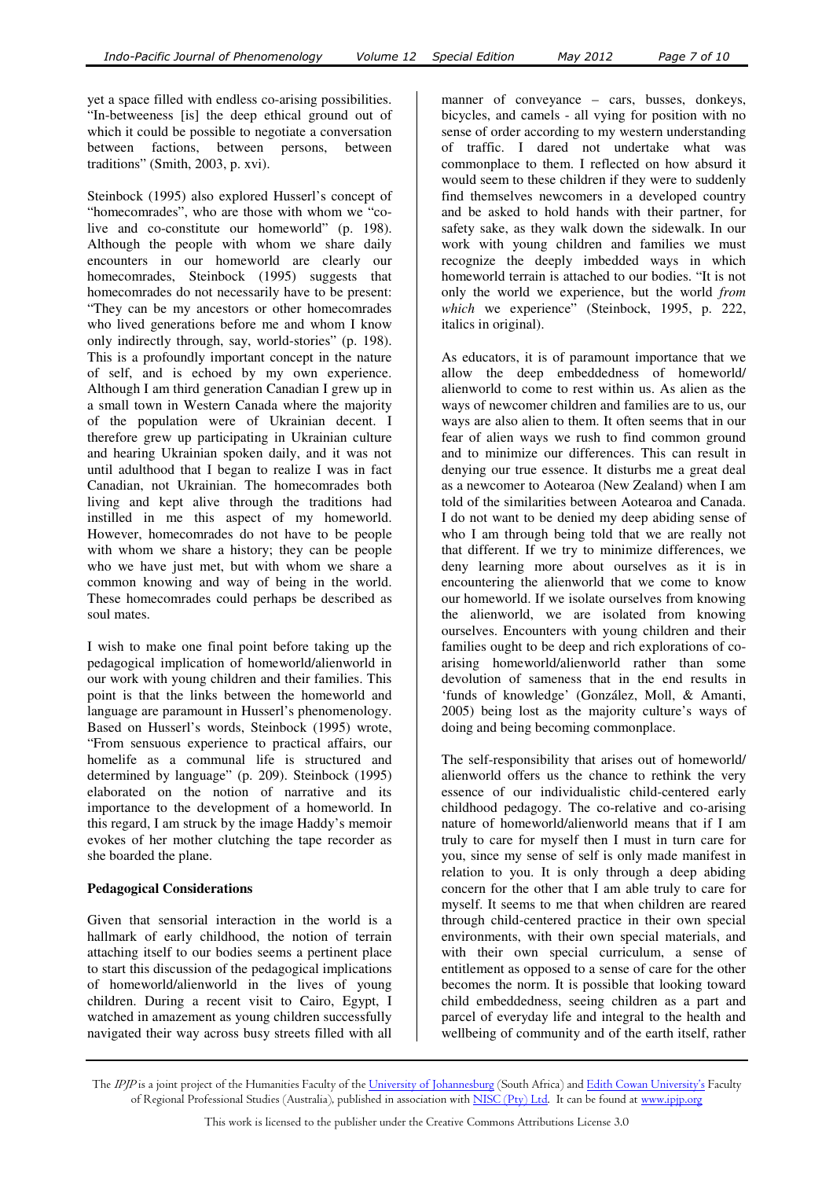yet a space filled with endless co-arising possibilities. "In-betweeness [is] the deep ethical ground out of which it could be possible to negotiate a conversation between factions, between persons, between traditions" (Smith, 2003, p. xvi).

Steinbock (1995) also explored Husserl's concept of "homecomrades", who are those with whom we "co-live and co-constitute our homeworld" (p. 198). Although the people with whom we share daily encounters in our homeworld are clearly our homecomrades, Steinbock (1995) suggests that homecomrades do not necessarily have to be present: "They can be my ancestors or other homecomrades who lived generations before me and whom I know only indirectly through, say, world-stories" (p. 198). This is a profoundly important concept in the nature of self, and is echoed by my own experience. Although I am third generation Canadian I grew up in a small town in Western Canada where the majority of the population were of Ukrainian decent. I therefore grew up participating in Ukrainian culture and hearing Ukrainian spoken daily, and it was not until adulthood that I began to realize I was in fact Canadian, not Ukrainian. The homecomrades both living and kept alive through the traditions had instilled in me this aspect of my homeworld. However, homecomrades do not have to be people with whom we share a history; they can be people who we have just met, but with whom we share a common knowing and way of being in the world. These homecomrades could perhaps be described as soul mates.

I wish to make one final point before taking up the pedagogical implication of homeworld/alienworld in our work with young children and their families. This point is that the links between the homeworld and language are paramount in Husserl's phenomenology. Based on Husserl's words, Steinbock (1995) wrote, "From sensuous experience to practical affairs, our homelife as a communal life is structured and determined by language" (p. 209). Steinbock (1995) elaborated on the notion of narrative and its importance to the development of a homeworld. In this regard, I am struck by the image Haddy's memoir evokes of her mother clutching the tape recorder as she boarded the plane.

**Pedagogical Considerations**

Given that sensorial interaction in the world is a hallmark of early childhood, the notion of terrain attaching itself to our bodies seems a pertinent place to start this discussion of the pedagogical implications of homeworld/alienworld in the lives of young children. During a recent visit to Cairo, Egypt, I watched in amazement as young children successfully navigated their way across busy streets filled with all manner of conveyance – cars, busses, donkeys, bicycles, and camels - all vying for position with no sense of order according to my western understanding of traffic. I dared not undertake what was commonplace to them. I reflected on how absurd it would seem to these children if they were to suddenly find themselves newcomers in a developed country and be asked to hold hands with their partner, for safety sake, as they walk down the sidewalk. In our work with young children and families we must recognize the deeply imbedded ways in which homeworld terrain is attached to our bodies. "It is not only the world we experience, but the world *from which* we experience" (Steinbock, 1995, p. 222, italics in original).

As educators, it is of paramount importance that we allow the deep embeddedness of homeworld/ alienworld to come to rest within us. As alien as the ways of newcomer children and families are to us, our ways are also alien to them. It often seems that in our fear of alien ways we rush to find common ground and to minimize our differences. This can result in denying our true essence. It disturbs me a great deal as a newcomer to Aotearoa (New Zealand) when I am told of the similarities between Aotearoa and Canada. I do not want to be denied my deep abiding sense of who I am through being told that we are really not that different. If we try to minimize differences, we deny learning more about ourselves as it is in encountering the alienworld that we come to know our homeworld. If we isolate ourselves from knowing the alienworld, we are isolated from knowing ourselves. Encounters with young children and their families ought to be deep and rich explorations of co-arising homeworld/alienworld rather than some devolution of sameness that in the end results in 'funds of knowledge' (González, Moll, & Amanti, 2005) being lost as the majority culture's ways of doing and being becoming commonplace.

The self-responsibility that arises out of homeworld/ alienworld offers us the chance to rethink the very essence of our individualistic child-centered early childhood pedagogy. The co-relative and co-arising nature of homeworld/alienworld means that if I am truly to care for myself then I must in turn care for you, since my sense of self is only made manifest in relation to you. It is only through a deep abiding concern for the other that I am able truly to care for myself. It seems to me that when children are reared through child-centered practice in their own special environments, with their own special materials, and with their own special curriculum, a sense of entitlement as opposed to a sense of care for the other becomes the norm. It is possible that looking toward child embeddedness, seeing children as a part and parcel of everyday life and integral to the health and wellbeing of community and of the earth itself, rather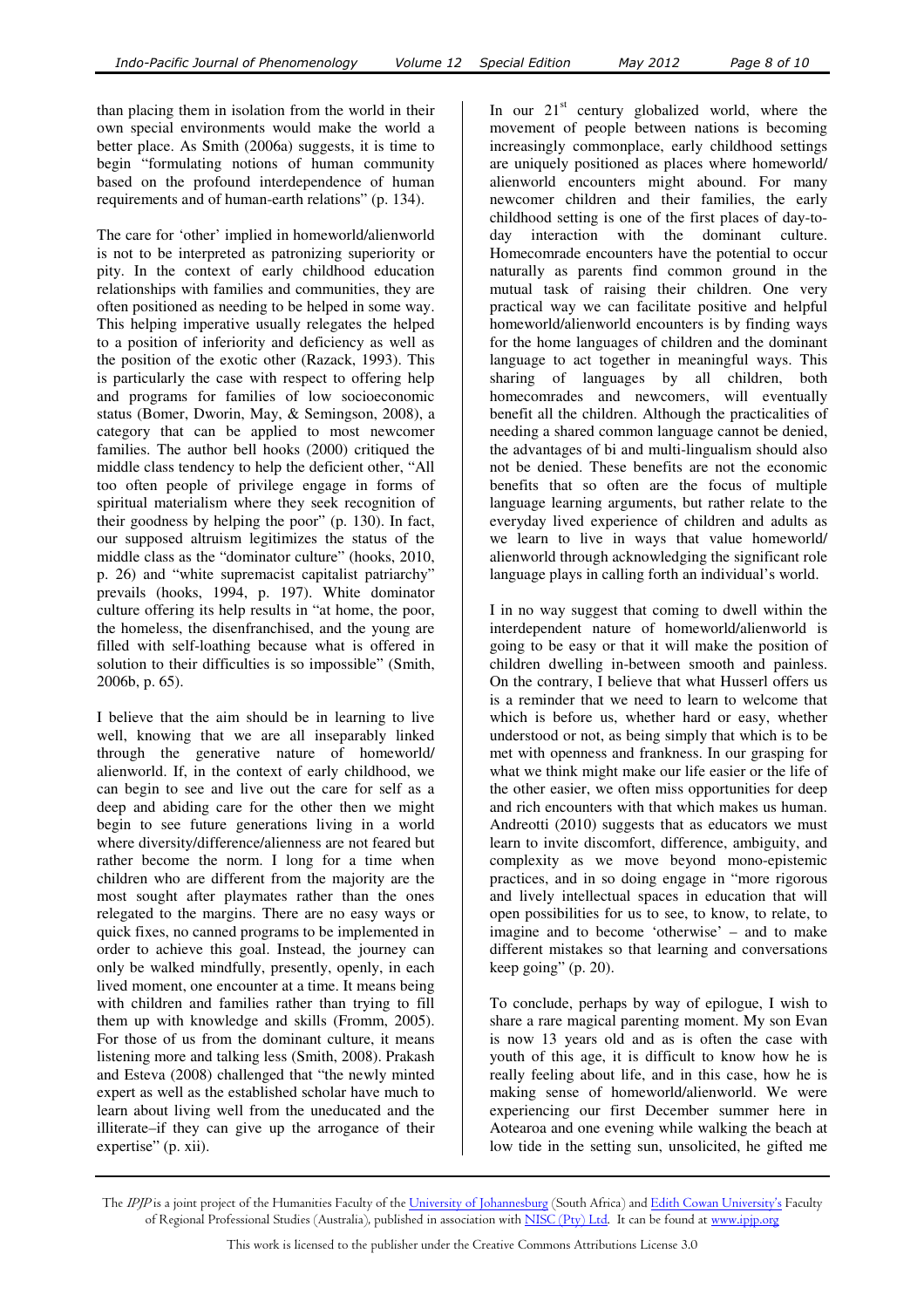than placing them in isolation from the world in their own special environments would make the world a better place. As Smith (2006a) suggests, it is time to begin "formulating notions of human community based on the profound interdependence of human requirements and of human-earth relations" (p. 134).

The care for 'other' implied in homeworld/alienworld is not to be interpreted as patronizing superiority or pity. In the context of early childhood education relationships with families and communities, they are often positioned as needing to be helped in some way. This helping imperative usually relegates the helped to a position of inferiority and deficiency as well as the position of the exotic other (Razack, 1993). This is particularly the case with respect to offering help and programs for families of low socioeconomic status (Bomer, Dworin, May, & Semingson, 2008), a category that can be applied to most newcomer families. The author bell hooks (2000) critiqued the middle class tendency to help the deficient other, "All too often people of privilege engage in forms of spiritual materialism where they seek recognition of their goodness by helping the poor" (p. 130). In fact, our supposed altruism legitimizes the status of the middle class as the "dominator culture" (hooks, 2010, p. 26) and "white supremacist capitalist patriarchy" prevails (hooks, 1994, p. 197). White dominator culture offering its help results in "at home, the poor, the homeless, the disenfranchised, and the young are filled with self-loathing because what is offered in solution to their difficulties is so impossible" (Smith, 2006b, p. 65).

I believe that the aim should be in learning to live well, knowing that we are all inseparably linked through the generative nature of homeworld/ alienworld. If, in the context of early childhood, we can begin to see and live out the care for self as a deep and abiding care for the other then we might begin to see future generations living in a world where diversity/difference/alienness are not feared but rather become the norm. I long for a time when children who are different from the majority are the most sought after playmates rather than the ones relegated to the margins. There are no easy ways or quick fixes, no canned programs to be implemented in order to achieve this goal. Instead, the journey can only be walked mindfully, presently, openly, in each lived moment, one encounter at a time. It means being with children and families rather than trying to fill them up with knowledge and skills (Fromm, 2005). For those of us from the dominant culture, it means listening more and talking less (Smith, 2008). Prakash and Esteva (2008) challenged that "the newly minted expert as well as the established scholar have much to learn about living well from the uneducated and the illiterate–if they can give up the arrogance of their expertise" (p. xii).

In our 21st century globalized world, where the movement of people between nations is becoming increasingly commonplace, early childhood settings are uniquely positioned as places where homeworld/ alienworld encounters might abound. For many newcomer children and their families, the early childhood setting is one of the first places of day-to-day interaction with the dominant culture. Homecomrade encounters have the potential to occur naturally as parents find common ground in the mutual task of raising their children. One very practical way we can facilitate positive and helpful homeworld/alienworld encounters is by finding ways for the home languages of children and the dominant language to act together in meaningful ways. This sharing of languages by all children, both homecomrades and newcomers, will eventually benefit all the children. Although the practicalities of needing a shared common language cannot be denied, the advantages of bi and multi-lingualism should also not be denied. These benefits are not the economic benefits that so often are the focus of multiple language learning arguments, but rather relate to the everyday lived experience of children and adults as we learn to live in ways that value homeworld/ alienworld through acknowledging the significant role language plays in calling forth an individual's world.

I in no way suggest that coming to dwell within the interdependent nature of homeworld/alienworld is going to be easy or that it will make the position of children dwelling in-between smooth and painless. On the contrary, I believe that what Husserl offers us is a reminder that we need to learn to welcome that which is before us, whether hard or easy, whether understood or not, as being simply that which is to be met with openness and frankness. In our grasping for what we think might make our life easier or the life of the other easier, we often miss opportunities for deep and rich encounters with that which makes us human. Andreotti (2010) suggests that as educators we must learn to invite discomfort, difference, ambiguity, and complexity as we move beyond mono-epistemic practices, and in so doing engage in "more rigorous and lively intellectual spaces in education that will open possibilities for us to see, to know, to relate, to imagine and to become 'otherwise' – and to make different mistakes so that learning and conversations keep going" (p. 20).

To conclude, perhaps by way of epilogue, I wish to share a rare magical parenting moment. My son Evan is now 13 years old and as is often the case with youth of this age, it is difficult to know how he is really feeling about life, and in this case, how he is making sense of homeworld/alienworld. We were experiencing our first December summer here in Aotearoa and one evening while walking the beach at low tide in the setting sun, unsolicited, he gifted me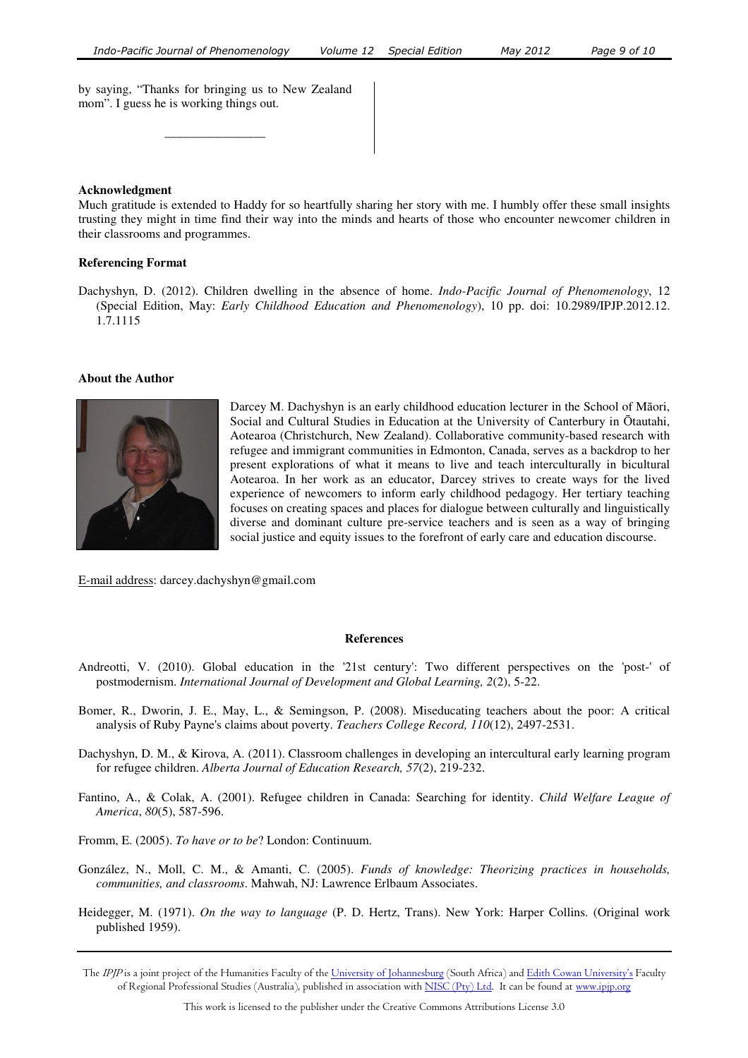by saying, "Thanks for bringing us to New Zealand mom". I guess he is working things out.

________________

**Acknowledgment**

Much gratitude is extended to Haddy for so heartfully sharing her story with me. I humbly offer these small insights trusting they might in time find their way into the minds and hearts of those who encounter newcomer children in their classrooms and programmes.

**Referencing Format**

Dachyshyn, D. (2012). Children dwelling in the absence of home. *Indo-Pacific Journal of Phenomenology*, 12 (Special Edition, May: *Early Childhood Education and Phenomenology*), 10 pp. doi: 10.2989/IPJP.2012.12.1.7.1115

**About the Author**

Darcey M. Dachyshyn is an early childhood education lecturer in the School of Māori, Social and Cultural Studies in Education at the University of Canterbury in Ōtautahi, Aotearoa (Christchurch, New Zealand). Collaborative community-based research with refugee and immigrant communities in Edmonton, Canada, serves as a backdrop to her present explorations of what it means to live and teach interculturally in bicultural Aotearoa. In her work as an educator, Darcey strives to create ways for the lived experience of newcomers to inform early childhood pedagogy. Her tertiary teaching focuses on creating spaces and places for dialogue between culturally and linguistically diverse and dominant culture pre-service teachers and is seen as a way of bringing social justice and equity issues to the forefront of early care and education discourse.

E-mail address: darcey.dachyshyn@gmail.com

**References**

Andreotti, V. (2010). Global education in the '21st century': Two different perspectives on the 'post-' of postmodernism. *International Journal of Development and Global Learning, 2*(2), 5-22.

Bomer, R., Dworin, J. E., May, L., & Semingson, P. (2008). Miseducating teachers about the poor: A critical analysis of Ruby Payne's claims about poverty. *Teachers College Record, 110*(12), 2497-2531.

Dachyshyn, D. M., & Kirova, A. (2011). Classroom challenges in developing an intercultural early learning program for refugee children. *Alberta Journal of Education Research, 57*(2), 219-232.

Fantino, A., & Colak, A. (2001). Refugee children in Canada: Searching for identity. *Child Welfare League of America*, *80*(5), 587-596.

Fromm, E. (2005). *To have or to be*? London: Continuum.

González, N., Moll, C. M., & Amanti, C. (2005). *Funds of knowledge: Theorizing practices in households, communities, and classrooms*. Mahwah, NJ: Lawrence Erlbaum Associates.

Heidegger, M. (1971). *On the way to language* (P. D. Hertz, Trans). New York: Harper Collins. (Original work published 1959).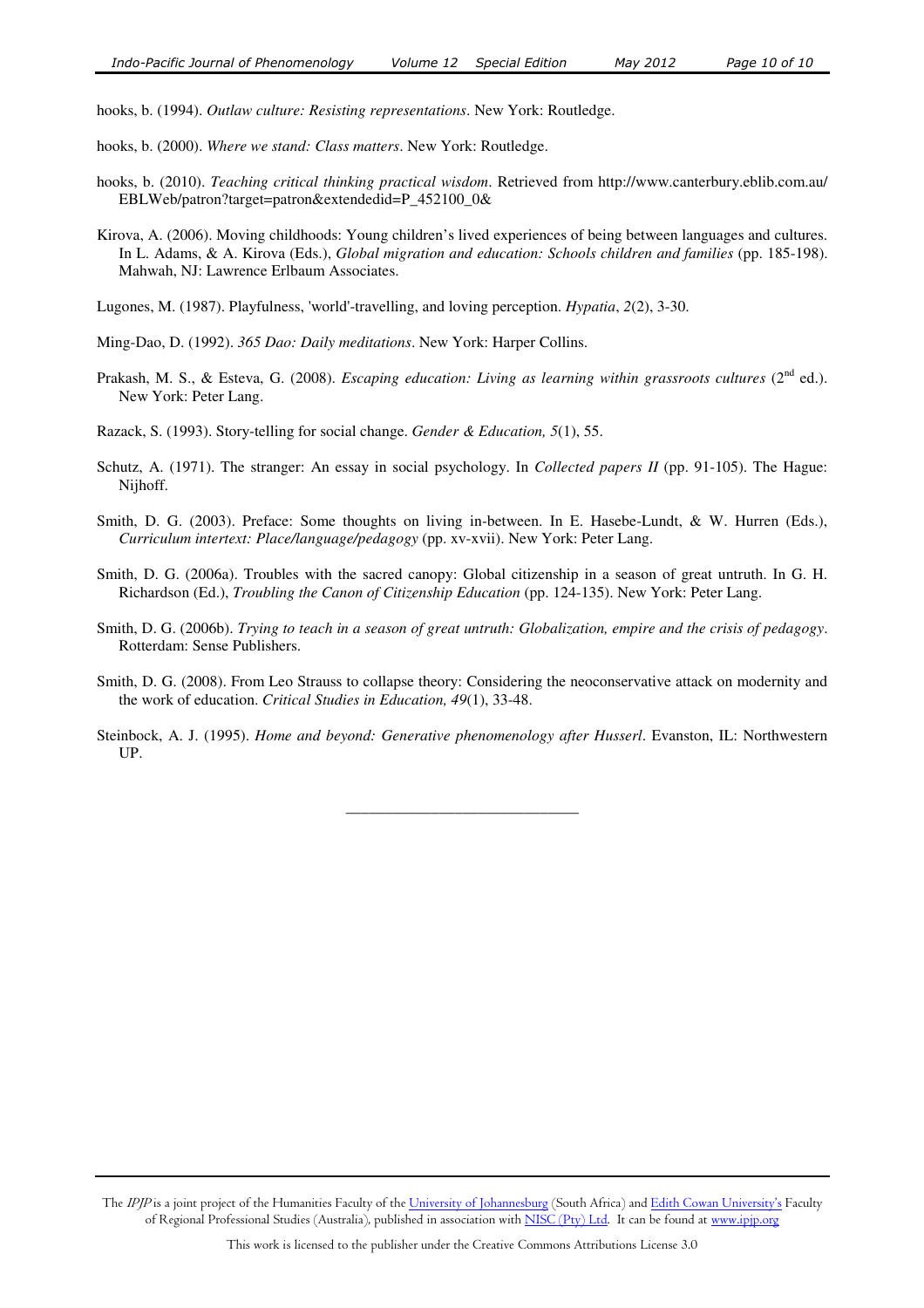hooks, b. (1994). *Outlaw culture: Resisting representations*. New York: Routledge.

hooks, b. (2000). *Where we stand: Class matters*. New York: Routledge.

hooks, b. (2010). *Teaching critical thinking practical wisdom*. Retrieved from http://www.canterbury.eblib.com.au/EBLWeb/patron?target=patron&extendedid=P_452100_0&

Kirova, A. (2006). Moving childhoods: Young children's lived experiences of being between languages and cultures. In L. Adams, & A. Kirova (Eds.), *Global migration and education: Schools children and families* (pp. 185-198). Mahwah, NJ: Lawrence Erlbaum Associates.

Lugones, M. (1987). Playfulness, 'world'-travelling, and loving perception. *Hypatia*, *2*(2), 3-30.

Ming-Dao, D. (1992). *365 Dao: Daily meditations*. New York: Harper Collins.

Prakash, M. S., & Esteva, G. (2008). *Escaping education: Living as learning within grassroots cultures* (2nd ed.). New York: Peter Lang.

Razack, S. (1993). Story-telling for social change. *Gender & Education, 5*(1), 55.

Schutz, A. (1971). The stranger: An essay in social psychology. In *Collected papers II* (pp. 91-105). The Hague: Nijhoff.

Smith, D. G. (2003). Preface: Some thoughts on living in-between. In E. Hasebe-Lundt, & W. Hurren (Eds.), *Curriculum intertext: Place/language/pedagogy* (pp. xv-xvii). New York: Peter Lang.

Smith, D. G. (2006a). Troubles with the sacred canopy: Global citizenship in a season of great untruth. In G. H. Richardson (Ed.), *Troubling the Canon of Citizenship Education* (pp. 124-135). New York: Peter Lang.

Smith, D. G. (2006b). *Trying to teach in a season of great untruth: Globalization, empire and the crisis of pedagogy*. Rotterdam: Sense Publishers.

Smith, D. G. (2008). From Leo Strauss to collapse theory: Considering the neoconservative attack on modernity and the work of education. *Critical Studies in Education, 49*(1), 33-48.

Steinbock, A. J. (1995). *Home and beyond: Generative phenomenology after Husserl*. Evanston, IL: Northwestern UP.

---

The *IPJP* is a joint project of the Humanities Faculty of the University of Johannesburg (South Africa) and Edith Cowan University's Faculty of Regional Professional Studies (Australia), published in association with NISC (Pty) Ltd. It can be found at www.ipjp.org

This work is licensed to the publisher under the Creative Commons Attributions License 3.0